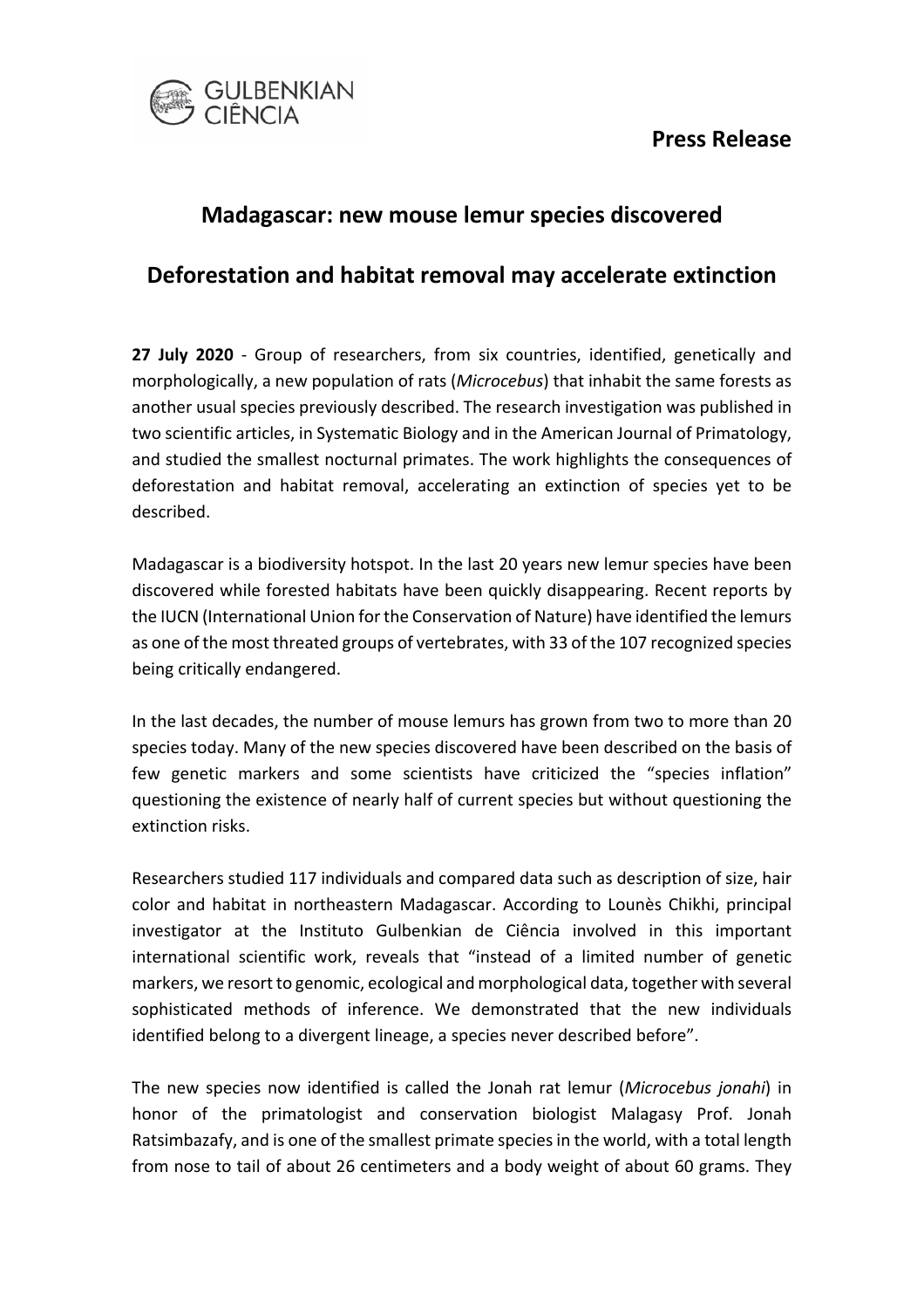# Press Release

## Madagascar: new mouse lemur species discovered

## Deforestation and habitat removal may accelerate extinction

**27 July 2020** - Group of researchers, from six countries, identified, genetically and morphologically, a new population of rats (*Microcebus*) that inhabit the same forests as another usual species previously described. The research investigation was published in two scientific articles, in Systematic Biology and in the American Journal of Primatology, and studied the smallest nocturnal primates. The work highlights the consequences of deforestation and habitat removal, accelerating an extinction of species yet to be described.

Madagascar is a biodiversity hotspot. In the last 20 years new lemur species have been discovered while forested habitats have been quickly disappearing. Recent reports by the IUCN (International Union for the Conservation of Nature) have identified the lemurs as one of the most threated groups of vertebrates, with 33 of the 107 recognized species being critically endangered.

In the last decades, the number of mouse lemurs has grown from two to more than 20 species today. Many of the new species discovered have been described on the basis of few genetic markers and some scientists have criticized the "species inflation" questioning the existence of nearly half of current species but without questioning the extinction risks.

Researchers studied 117 individuals and compared data such as description of size, hair color and habitat in northeastern Madagascar. According to Lounès Chikhi, principal investigator at the Instituto Gulbenkian de Ciência involved in this important international scientific work, reveals that "instead of a limited number of genetic markers, we resort to genomic, ecological and morphological data, together with several sophisticated methods of inference. We demonstrated that the new individuals identified belong to a divergent lineage, a species never described before".

The new species now identified is called the Jonah rat lemur (*Microcebus jonahi*) in honor of the primatologist and conservation biologist Malagasy Prof. Jonah Ratsimbazafy, and is one of the smallest primate species in the world, with a total length from nose to tail of about 26 centimeters and a body weight of about 60 grams. They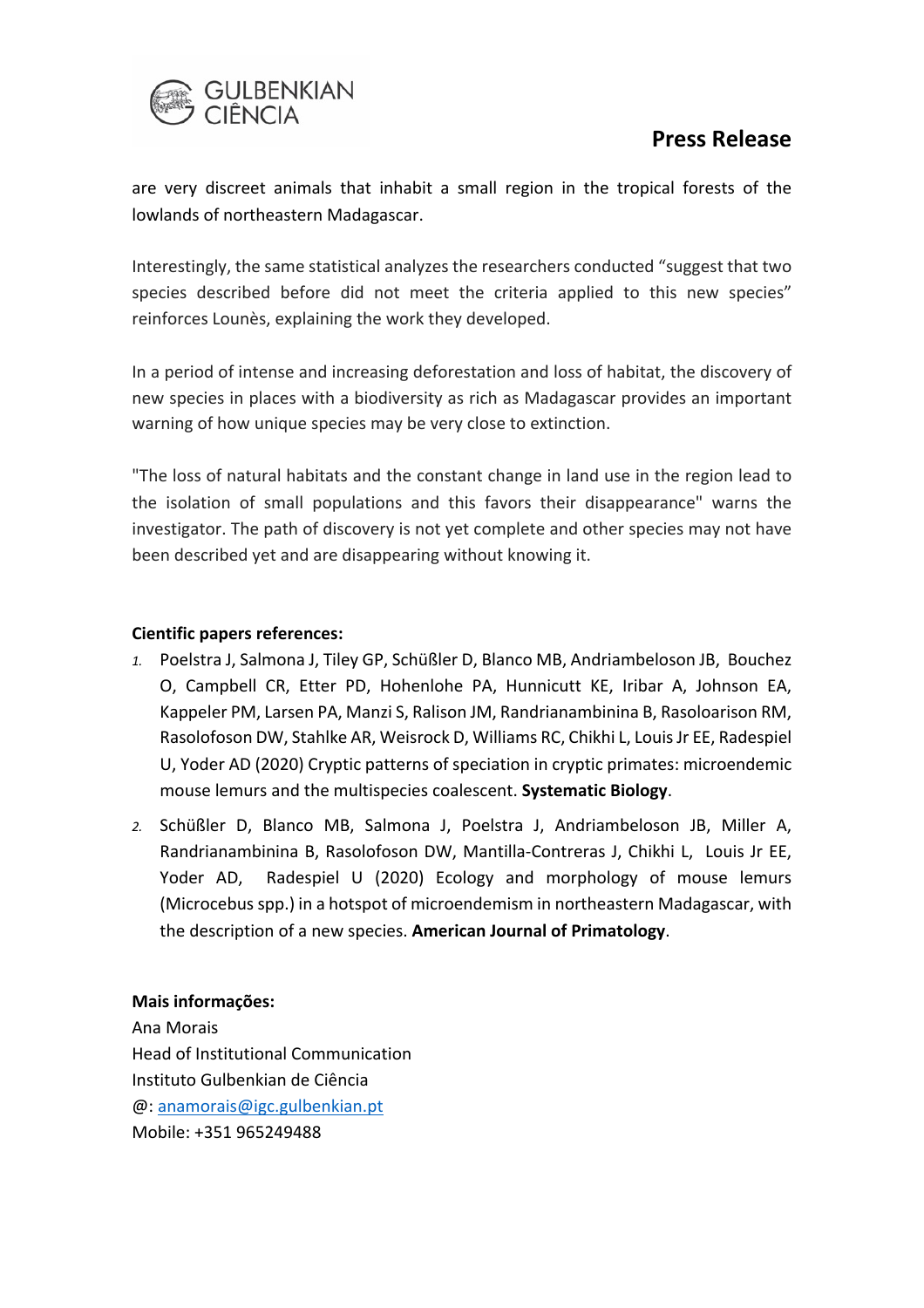are very discreet animals that inhabit a small region in the tropical forests of the lowlands of northeastern Madagascar.

Interestingly, the same statistical analyzes the researchers conducted "suggest that two species described before did not meet the criteria applied to this new species" reinforces Lounès, explaining the work they developed.

In a period of intense and increasing deforestation and loss of habitat, the discovery of new species in places with a biodiversity as rich as Madagascar provides an important warning of how unique species may be very close to extinction.

"The loss of natural habitats and the constant change in land use in the region lead to the isolation of small populations and this favors their disappearance" warns the investigator. The path of discovery is not yet complete and other species may not have been described yet and are disappearing without knowing it.

**Cientific papers references:**

1. Poelstra J, Salmona J, Tiley GP, Schüßler D, Blanco MB, Andriambeloson JB, Bouchez O, Campbell CR, Etter PD, Hohenlohe PA, Hunnicutt KE, Iribar A, Johnson EA, Kappeler PM, Larsen PA, Manzi S, Ralison JM, Randrianambinina B, Rasoloarison RM, Rasolofoson DW, Stahlke AR, Weisrock D, Williams RC, Chikhi L, Louis Jr EE, Radespiel U, Yoder AD (2020) Cryptic patterns of speciation in cryptic primates: microendemic mouse lemurs and the multispecies coalescent. **Systematic Biology**.
2. Schüßler D, Blanco MB, Salmona J, Poelstra J, Andriambeloson JB, Miller A, Randrianambinina B, Rasolofoson DW, Mantilla-Contreras J, Chikhi L, Louis Jr EE, Yoder AD, Radespiel U (2020) Ecology and morphology of mouse lemurs (Microcebus spp.) in a hotspot of microendemism in northeastern Madagascar, with the description of a new species. **American Journal of Primatology**.

**Mais informações:**
Ana Morais
Head of Institutional Communication
Instituto Gulbenkian de Ciência
@: anamorais@igc.gulbenkian.pt
Mobile: +351 965249488